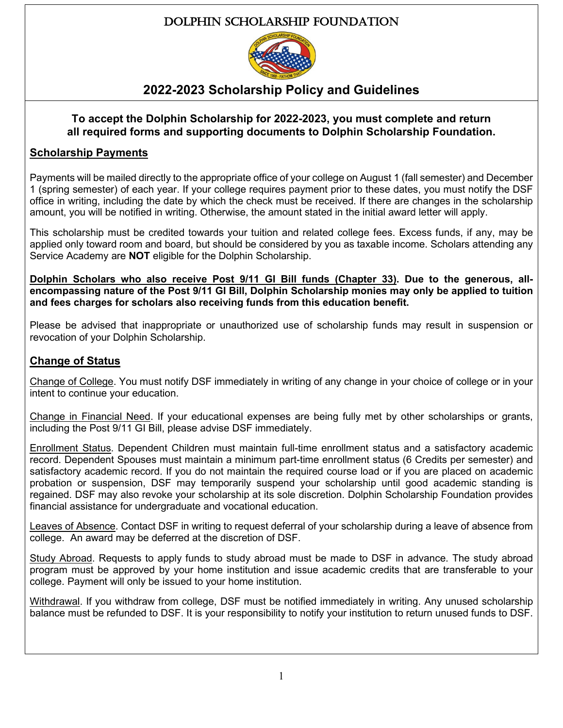# DOLPHIN SCHOLARSHIP FOUNDATION

## 2022-2023 Scholarship Policy and Guidelines

**To accept the Dolphin Scholarship for 2022-2023, you must complete and return all required forms and supporting documents to Dolphin Scholarship Foundation.**

### Scholarship Payments

Payments will be mailed directly to the appropriate office of your college on August 1 (fall semester) and December 1 (spring semester) of each year. If your college requires payment prior to these dates, you must notify the DSF office in writing, including the date by which the check must be received. If there are changes in the scholarship amount, you will be notified in writing. Otherwise, the amount stated in the initial award letter will apply.

This scholarship must be credited towards your tuition and related college fees. Excess funds, if any, may be applied only toward room and board, but should be considered by you as taxable income. Scholars attending any Service Academy are **NOT** eligible for the Dolphin Scholarship.

**Dolphin Scholars who also receive Post 9/11 GI Bill funds (Chapter 33). Due to the generous, all-encompassing nature of the Post 9/11 GI Bill, Dolphin Scholarship monies may only be applied to tuition and fees charges for scholars also receiving funds from this education benefit.**

Please be advised that inappropriate or unauthorized use of scholarship funds may result in suspension or revocation of your Dolphin Scholarship.

### Change of Status

Change of College. You must notify DSF immediately in writing of any change in your choice of college or in your intent to continue your education.

Change in Financial Need. If your educational expenses are being fully met by other scholarships or grants, including the Post 9/11 GI Bill, please advise DSF immediately.

Enrollment Status. Dependent Children must maintain full-time enrollment status and a satisfactory academic record. Dependent Spouses must maintain a minimum part-time enrollment status (6 Credits per semester) and satisfactory academic record. If you do not maintain the required course load or if you are placed on academic probation or suspension, DSF may temporarily suspend your scholarship until good academic standing is regained. DSF may also revoke your scholarship at its sole discretion. Dolphin Scholarship Foundation provides financial assistance for undergraduate and vocational education.

Leaves of Absence. Contact DSF in writing to request deferral of your scholarship during a leave of absence from college. An award may be deferred at the discretion of DSF.

Study Abroad. Requests to apply funds to study abroad must be made to DSF in advance. The study abroad program must be approved by your home institution and issue academic credits that are transferable to your college. Payment will only be issued to your home institution.

Withdrawal. If you withdraw from college, DSF must be notified immediately in writing. Any unused scholarship balance must be refunded to DSF. It is your responsibility to notify your institution to return unused funds to DSF.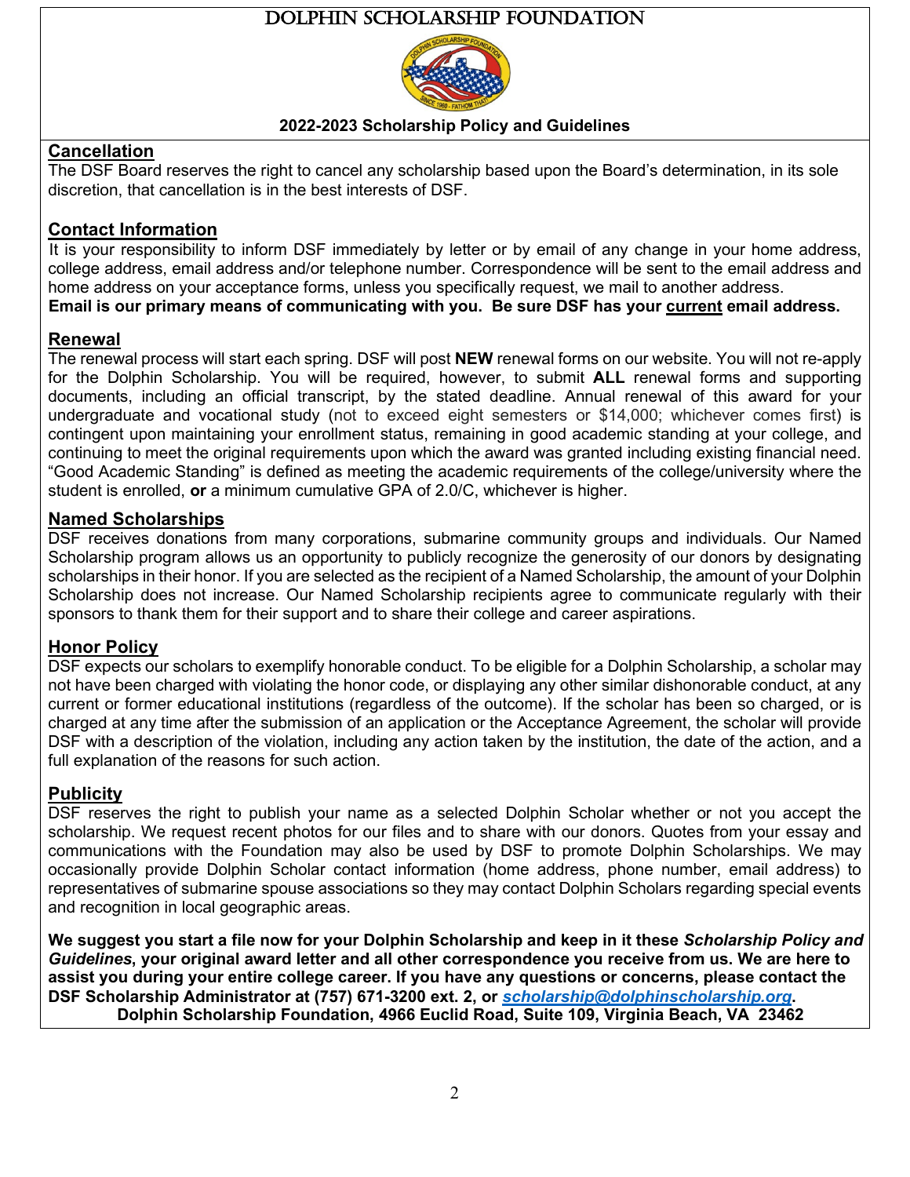# Dolphin Scholarship Foundation

**2022-2023 Scholarship Policy and Guidelines**

## Cancellation

The DSF Board reserves the right to cancel any scholarship based upon the Board's determination, in its sole discretion, that cancellation is in the best interests of DSF.

## Contact Information

It is your responsibility to inform DSF immediately by letter or by email of any change in your home address, college address, email address and/or telephone number. Correspondence will be sent to the email address and home address on your acceptance forms, unless you specifically request, we mail to another address.
**Email is our primary means of communicating with you. Be sure DSF has your current email address.**

## Renewal

The renewal process will start each spring. DSF will post **NEW** renewal forms on our website. You will not re-apply for the Dolphin Scholarship. You will be required, however, to submit **ALL** renewal forms and supporting documents, including an official transcript, by the stated deadline. Annual renewal of this award for your undergraduate and vocational study (not to exceed eight semesters or $14,000; whichever comes first) is contingent upon maintaining your enrollment status, remaining in good academic standing at your college, and continuing to meet the original requirements upon which the award was granted including existing financial need. "Good Academic Standing" is defined as meeting the academic requirements of the college/university where the student is enrolled, **or** a minimum cumulative GPA of 2.0/C, whichever is higher.

## Named Scholarships

DSF receives donations from many corporations, submarine community groups and individuals. Our Named Scholarship program allows us an opportunity to publicly recognize the generosity of our donors by designating scholarships in their honor. If you are selected as the recipient of a Named Scholarship, the amount of your Dolphin Scholarship does not increase. Our Named Scholarship recipients agree to communicate regularly with their sponsors to thank them for their support and to share their college and career aspirations.

## Honor Policy

DSF expects our scholars to exemplify honorable conduct. To be eligible for a Dolphin Scholarship, a scholar may not have been charged with violating the honor code, or displaying any other similar dishonorable conduct, at any current or former educational institutions (regardless of the outcome). If the scholar has been so charged, or is charged at any time after the submission of an application or the Acceptance Agreement, the scholar will provide DSF with a description of the violation, including any action taken by the institution, the date of the action, and a full explanation of the reasons for such action.

## Publicity

DSF reserves the right to publish your name as a selected Dolphin Scholar whether or not you accept the scholarship. We request recent photos for our files and to share with our donors. Quotes from your essay and communications with the Foundation may also be used by DSF to promote Dolphin Scholarships. We may occasionally provide Dolphin Scholar contact information (home address, phone number, email address) to representatives of submarine spouse associations so they may contact Dolphin Scholars regarding special events and recognition in local geographic areas.

**We suggest you start a file now for your Dolphin Scholarship and keep in it these *Scholarship Policy and Guidelines*, your original award letter and all other correspondence you receive from us. We are here to assist you during your entire college career. If you have any questions or concerns, please contact the DSF Scholarship Administrator at (757) 671-3200 ext. 2, or *scholarship@dolphinscholarship.org*.**

**Dolphin Scholarship Foundation, 4966 Euclid Road, Suite 109, Virginia Beach, VA 23462**